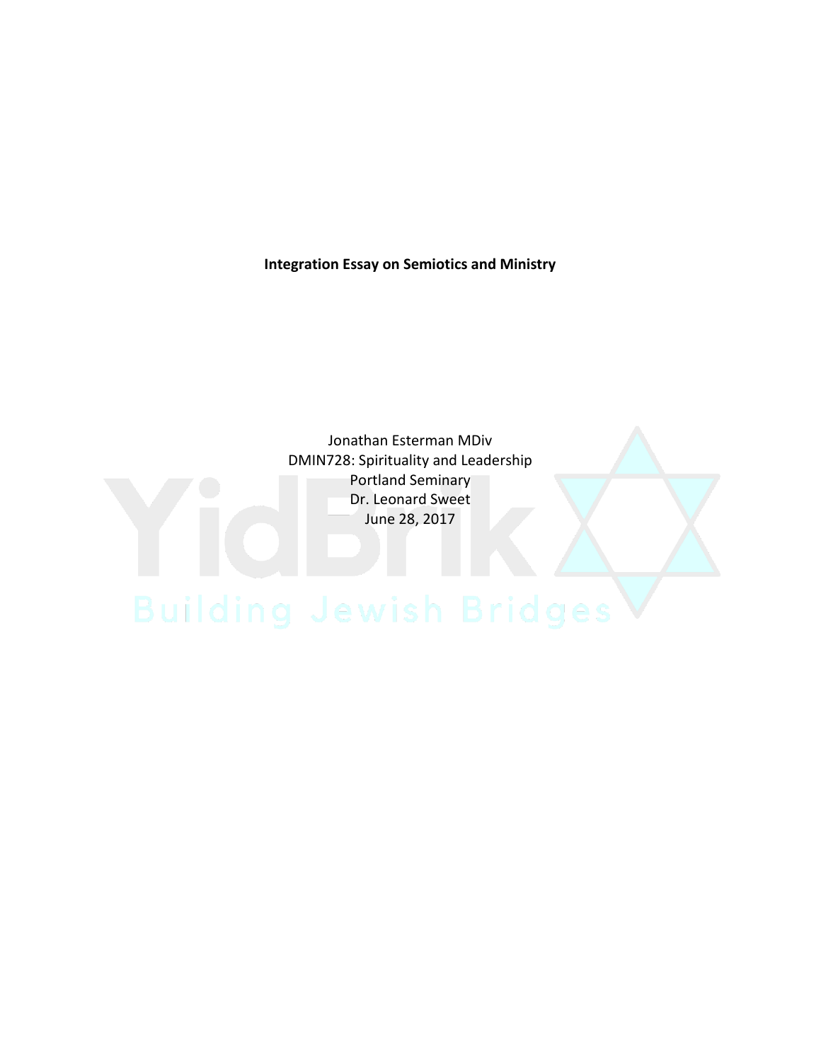**Integration Essay on Semiotics and Ministry**

Jonathan Esterman MDiv
DMIN728: Spirituality and Leadership
Portland Seminary
Dr. Leonard Sweet
June 28, 2017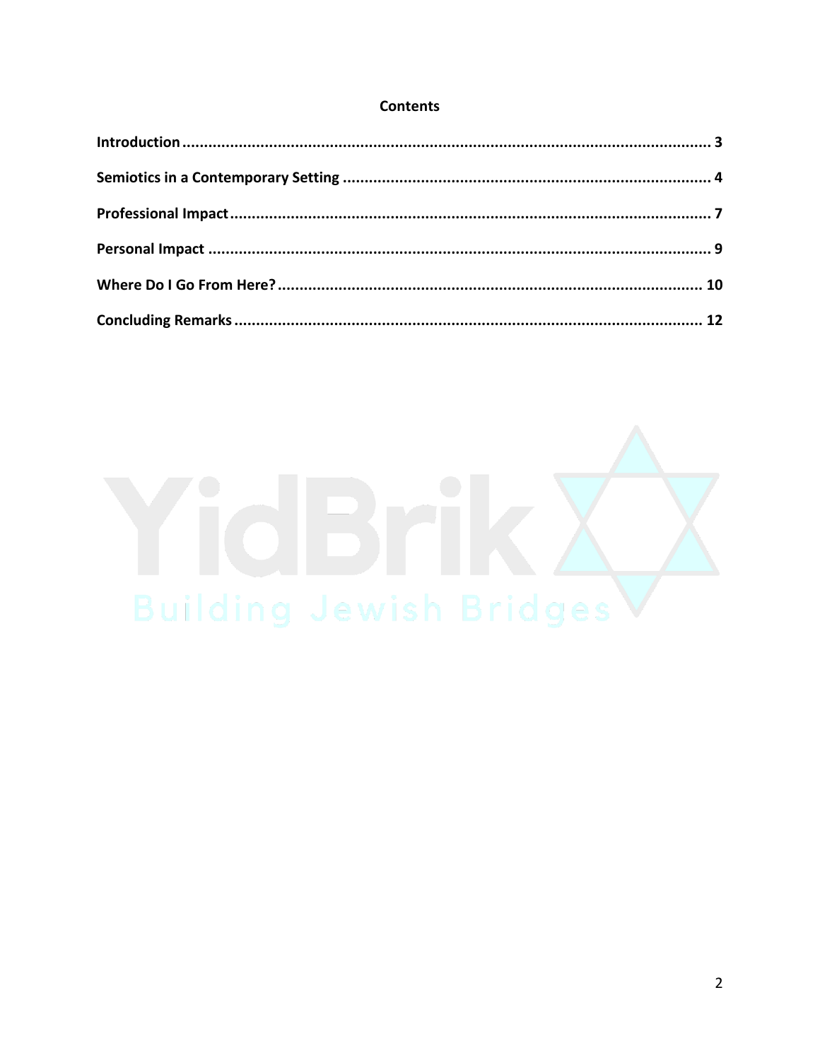**Contents**

| | |
|---|---|
| **Introduction** | **3** |
| **Semiotics in a Contemporary Setting** | **4** |
| **Professional Impact** | **7** |
| **Personal Impact** | **9** |
| **Where Do I Go From Here?** | **10** |
| **Concluding Remarks** | **12** |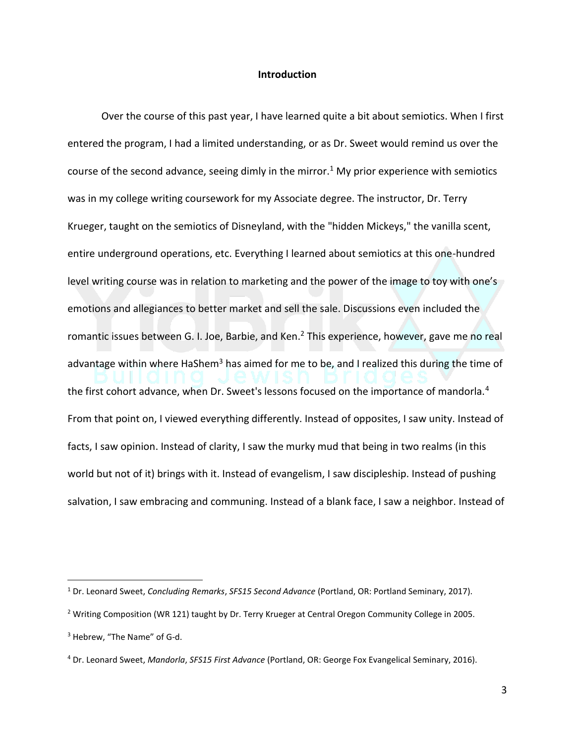## Introduction

Over the course of this past year, I have learned quite a bit about semiotics. When I first entered the program, I had a limited understanding, or as Dr. Sweet would remind us over the course of the second advance, seeing dimly in the mirror.[1] My prior experience with semiotics was in my college writing coursework for my Associate degree. The instructor, Dr. Terry Krueger, taught on the semiotics of Disneyland, with the "hidden Mickeys," the vanilla scent, entire underground operations, etc. Everything I learned about semiotics at this one-hundred level writing course was in relation to marketing and the power of the image to toy with one's emotions and allegiances to better market and sell the sale. Discussions even included the romantic issues between G. I. Joe, Barbie, and Ken.[2] This experience, however, gave me no real advantage within where HaShem[3] has aimed for me to be, and I realized this during the time of the first cohort advance, when Dr. Sweet's lessons focused on the importance of mandorla.[4] From that point on, I viewed everything differently. Instead of opposites, I saw unity. Instead of facts, I saw opinion. Instead of clarity, I saw the murky mud that being in two realms (in this world but not of it) brings with it. Instead of evangelism, I saw discipleship. Instead of pushing salvation, I saw embracing and communing. Instead of a blank face, I saw a neighbor. Instead of

---

[1] Dr. Leonard Sweet, *Concluding Remarks*, *SFS15 Second Advance* (Portland, OR: Portland Seminary, 2017).

[2] Writing Composition (WR 121) taught by Dr. Terry Krueger at Central Oregon Community College in 2005.

[3] Hebrew, "The Name" of G-d.

[4] Dr. Leonard Sweet, *Mandorla*, *SFS15 First Advance* (Portland, OR: George Fox Evangelical Seminary, 2016).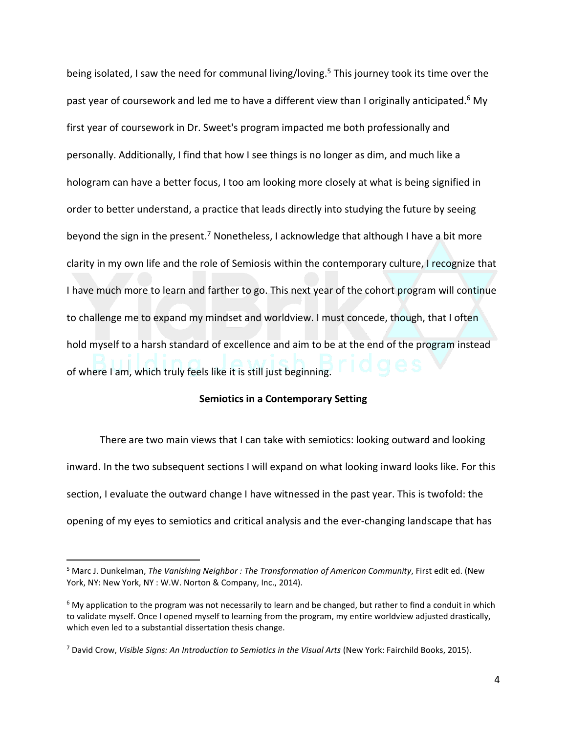being isolated, I saw the need for communal living/loving.[5] This journey took its time over the past year of coursework and led me to have a different view than I originally anticipated.[6] My first year of coursework in Dr. Sweet's program impacted me both professionally and personally. Additionally, I find that how I see things is no longer as dim, and much like a hologram can have a better focus, I too am looking more closely at what is being signified in order to better understand, a practice that leads directly into studying the future by seeing beyond the sign in the present.[7] Nonetheless, I acknowledge that although I have a bit more clarity in my own life and the role of Semiosis within the contemporary culture, I recognize that I have much more to learn and farther to go. This next year of the cohort program will continue to challenge me to expand my mindset and worldview. I must concede, though, that I often hold myself to a harsh standard of excellence and aim to be at the end of the program instead of where I am, which truly feels like it is still just beginning.

## Semiotics in a Contemporary Setting

There are two main views that I can take with semiotics: looking outward and looking inward. In the two subsequent sections I will expand on what looking inward looks like. For this section, I evaluate the outward change I have witnessed in the past year. This is twofold: the opening of my eyes to semiotics and critical analysis and the ever-changing landscape that has

---

[5] Marc J. Dunkelman, *The Vanishing Neighbor : The Transformation of American Community*, First edit ed. (New York, NY: New York, NY : W.W. Norton & Company, Inc., 2014).

[6] My application to the program was not necessarily to learn and be changed, but rather to find a conduit in which to validate myself. Once I opened myself to learning from the program, my entire worldview adjusted drastically, which even led to a substantial dissertation thesis change.

[7] David Crow, *Visible Signs: An Introduction to Semiotics in the Visual Arts* (New York: Fairchild Books, 2015).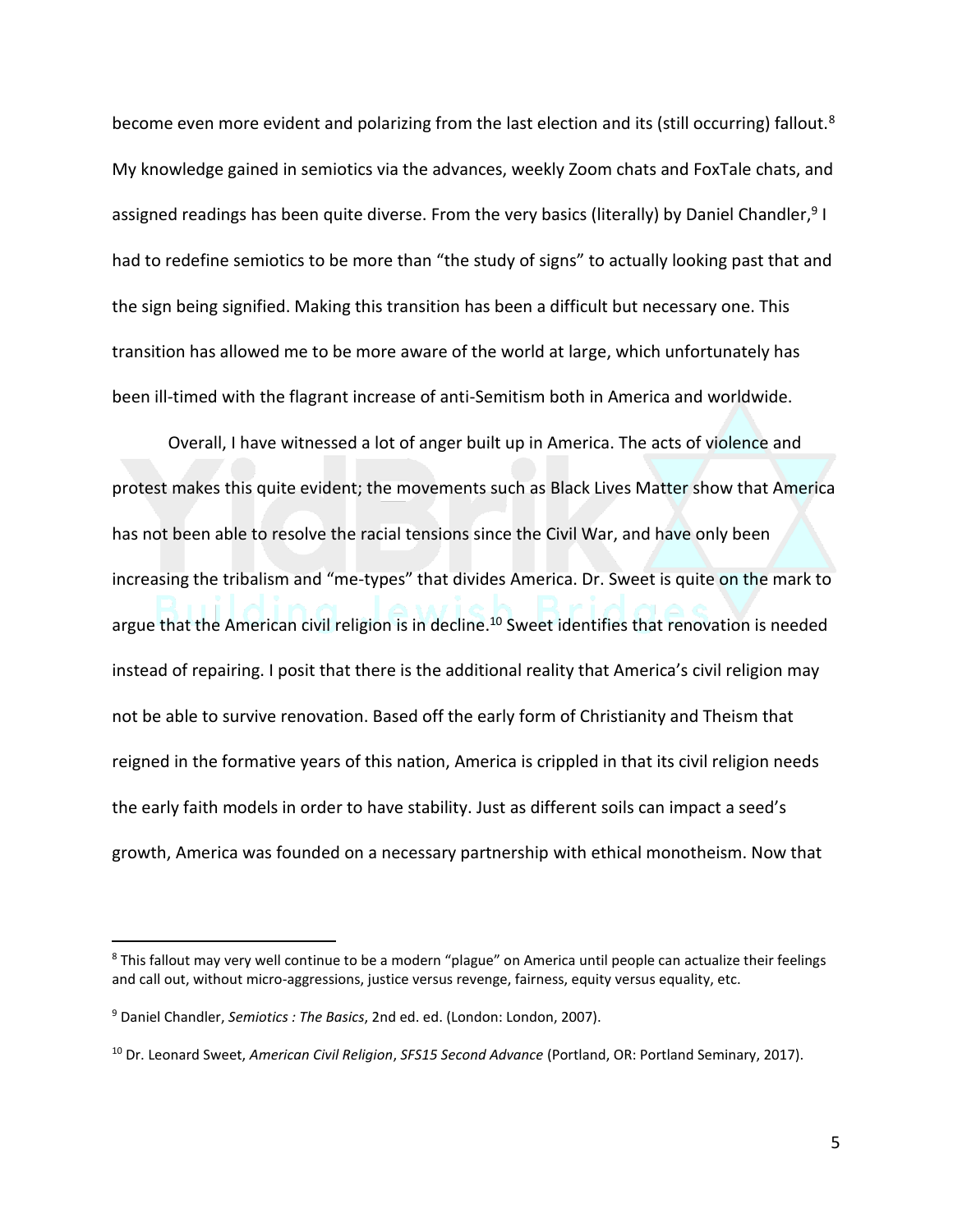become even more evident and polarizing from the last election and its (still occurring) fallout.[8] My knowledge gained in semiotics via the advances, weekly Zoom chats and FoxTale chats, and assigned readings has been quite diverse. From the very basics (literally) by Daniel Chandler,[9] I had to redefine semiotics to be more than "the study of signs" to actually looking past that and the sign being signified. Making this transition has been a difficult but necessary one. This transition has allowed me to be more aware of the world at large, which unfortunately has been ill-timed with the flagrant increase of anti-Semitism both in America and worldwide.

Overall, I have witnessed a lot of anger built up in America. The acts of violence and protest makes this quite evident; the movements such as Black Lives Matter show that America has not been able to resolve the racial tensions since the Civil War, and have only been increasing the tribalism and "me-types" that divides America. Dr. Sweet is quite on the mark to argue that the American civil religion is in decline.[10] Sweet identifies that renovation is needed instead of repairing. I posit that there is the additional reality that America's civil religion may not be able to survive renovation. Based off the early form of Christianity and Theism that reigned in the formative years of this nation, America is crippled in that its civil religion needs the early faith models in order to have stability. Just as different soils can impact a seed's growth, America was founded on a necessary partnership with ethical monotheism. Now that

---

[8] This fallout may very well continue to be a modern "plague" on America until people can actualize their feelings and call out, without micro-aggressions, justice versus revenge, fairness, equity versus equality, etc.

[9] Daniel Chandler, *Semiotics : The Basics*, 2nd ed. ed. (London: London, 2007).

[10] Dr. Leonard Sweet, *American Civil Religion*, *SFS15 Second Advance* (Portland, OR: Portland Seminary, 2017).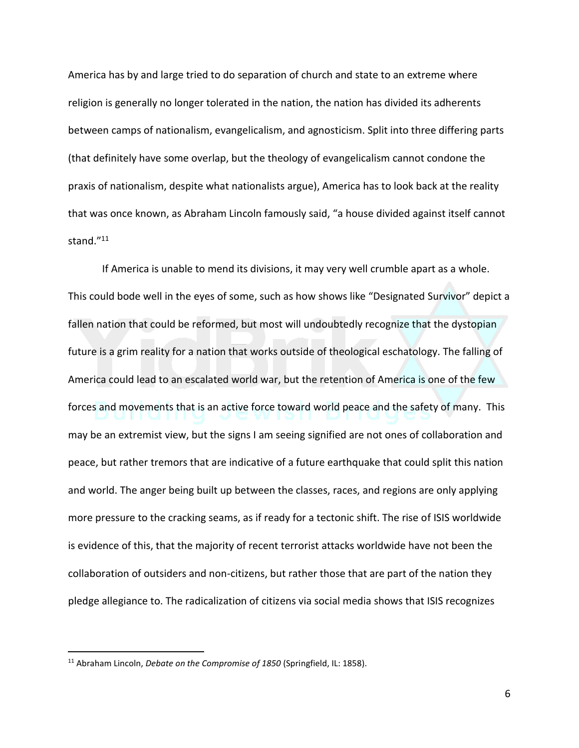America has by and large tried to do separation of church and state to an extreme where religion is generally no longer tolerated in the nation, the nation has divided its adherents between camps of nationalism, evangelicalism, and agnosticism. Split into three differing parts (that definitely have some overlap, but the theology of evangelicalism cannot condone the praxis of nationalism, despite what nationalists argue), America has to look back at the reality that was once known, as Abraham Lincoln famously said, "a house divided against itself cannot stand."[11]

If America is unable to mend its divisions, it may very well crumble apart as a whole. This could bode well in the eyes of some, such as how shows like "Designated Survivor" depict a fallen nation that could be reformed, but most will undoubtedly recognize that the dystopian future is a grim reality for a nation that works outside of theological eschatology. The falling of America could lead to an escalated world war, but the retention of America is one of the few forces and movements that is an active force toward world peace and the safety of many. This may be an extremist view, but the signs I am seeing signified are not ones of collaboration and peace, but rather tremors that are indicative of a future earthquake that could split this nation and world. The anger being built up between the classes, races, and regions are only applying more pressure to the cracking seams, as if ready for a tectonic shift. The rise of ISIS worldwide is evidence of this, that the majority of recent terrorist attacks worldwide have not been the collaboration of outsiders and non-citizens, but rather those that are part of the nation they pledge allegiance to. The radicalization of citizens via social media shows that ISIS recognizes

---

[11] Abraham Lincoln, *Debate on the Compromise of 1850* (Springfield, IL: 1858).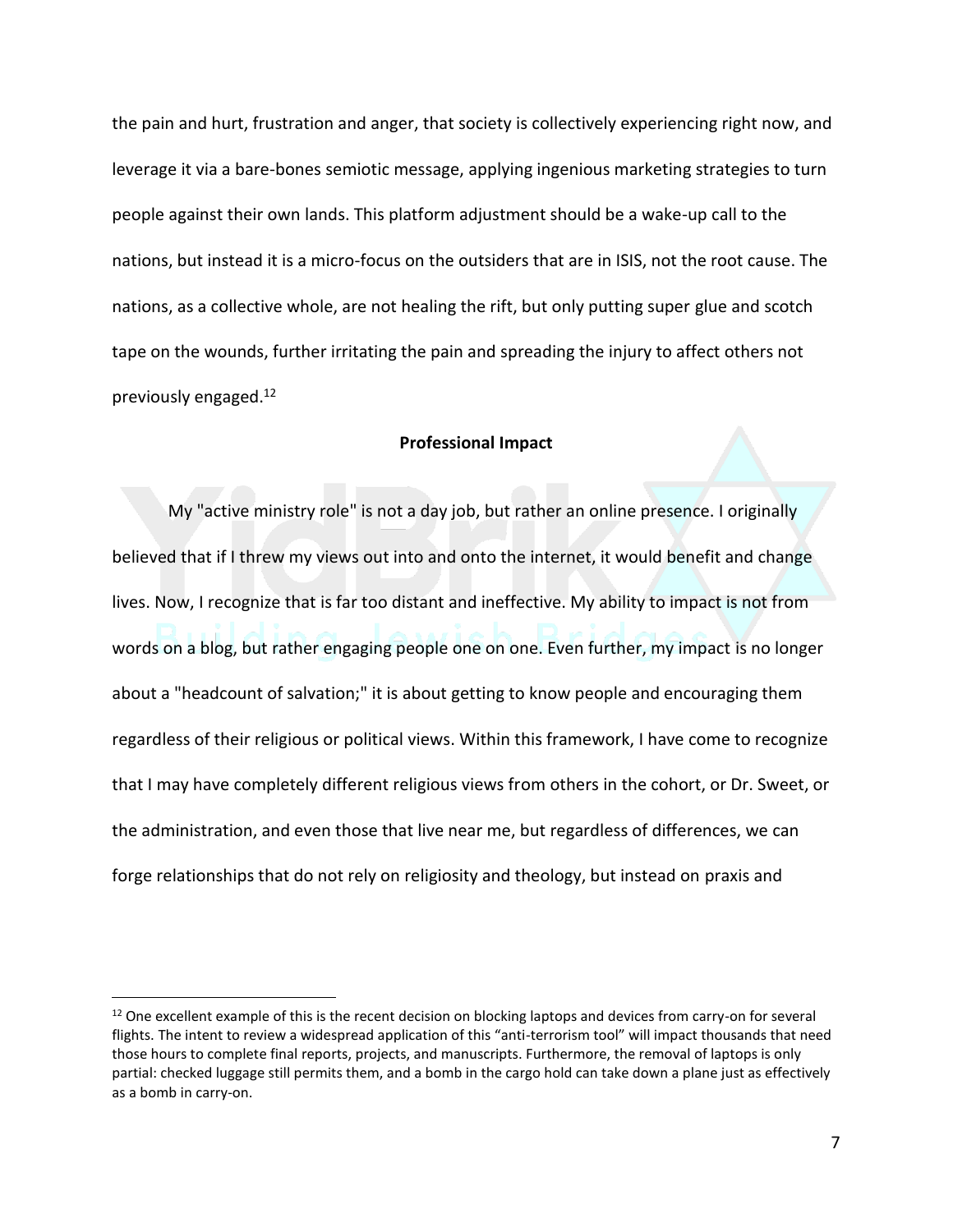the pain and hurt, frustration and anger, that society is collectively experiencing right now, and leverage it via a bare-bones semiotic message, applying ingenious marketing strategies to turn people against their own lands. This platform adjustment should be a wake-up call to the nations, but instead it is a micro-focus on the outsiders that are in ISIS, not the root cause. The nations, as a collective whole, are not healing the rift, but only putting super glue and scotch tape on the wounds, further irritating the pain and spreading the injury to affect others not previously engaged.[12]

**Professional Impact**

My "active ministry role" is not a day job, but rather an online presence. I originally believed that if I threw my views out into and onto the internet, it would benefit and change lives. Now, I recognize that is far too distant and ineffective. My ability to impact is not from words on a blog, but rather engaging people one on one. Even further, my impact is no longer about a "headcount of salvation;" it is about getting to know people and encouraging them regardless of their religious or political views. Within this framework, I have come to recognize that I may have completely different religious views from others in the cohort, or Dr. Sweet, or the administration, and even those that live near me, but regardless of differences, we can forge relationships that do not rely on religiosity and theology, but instead on praxis and

[12] One excellent example of this is the recent decision on blocking laptops and devices from carry-on for several flights. The intent to review a widespread application of this "anti-terrorism tool" will impact thousands that need those hours to complete final reports, projects, and manuscripts. Furthermore, the removal of laptops is only partial: checked luggage still permits them, and a bomb in the cargo hold can take down a plane just as effectively as a bomb in carry-on.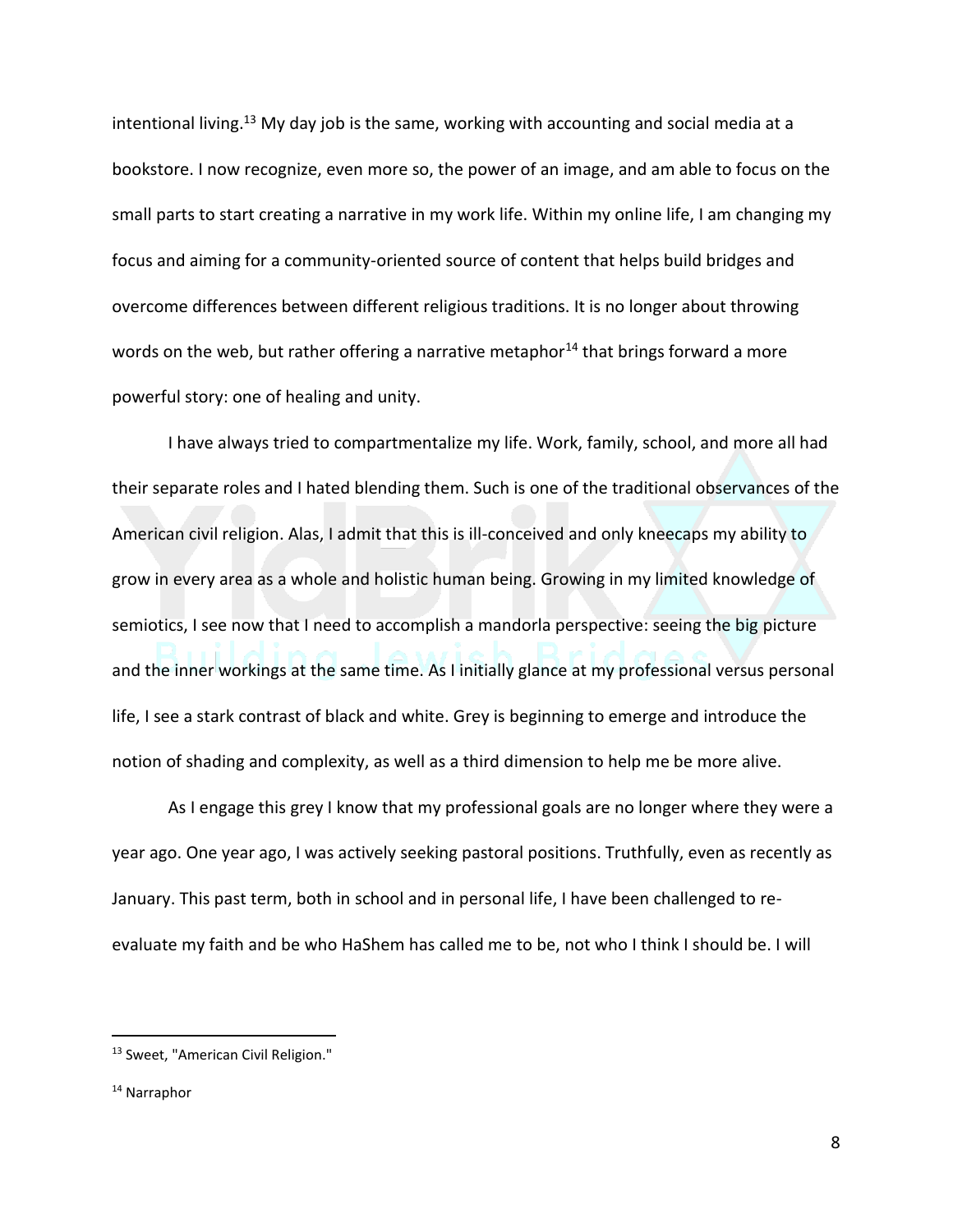intentional living.[13] My day job is the same, working with accounting and social media at a bookstore. I now recognize, even more so, the power of an image, and am able to focus on the small parts to start creating a narrative in my work life. Within my online life, I am changing my focus and aiming for a community-oriented source of content that helps build bridges and overcome differences between different religious traditions. It is no longer about throwing words on the web, but rather offering a narrative metaphor[14] that brings forward a more powerful story: one of healing and unity.

I have always tried to compartmentalize my life. Work, family, school, and more all had their separate roles and I hated blending them. Such is one of the traditional observances of the American civil religion. Alas, I admit that this is ill-conceived and only kneecaps my ability to grow in every area as a whole and holistic human being. Growing in my limited knowledge of semiotics, I see now that I need to accomplish a mandorla perspective: seeing the big picture and the inner workings at the same time. As I initially glance at my professional versus personal life, I see a stark contrast of black and white. Grey is beginning to emerge and introduce the notion of shading and complexity, as well as a third dimension to help me be more alive.

As I engage this grey I know that my professional goals are no longer where they were a year ago. One year ago, I was actively seeking pastoral positions. Truthfully, even as recently as January. This past term, both in school and in personal life, I have been challenged to re-evaluate my faith and be who HaShem has called me to be, not who I think I should be. I will

---

[13] Sweet, "American Civil Religion."

[14] Narraphor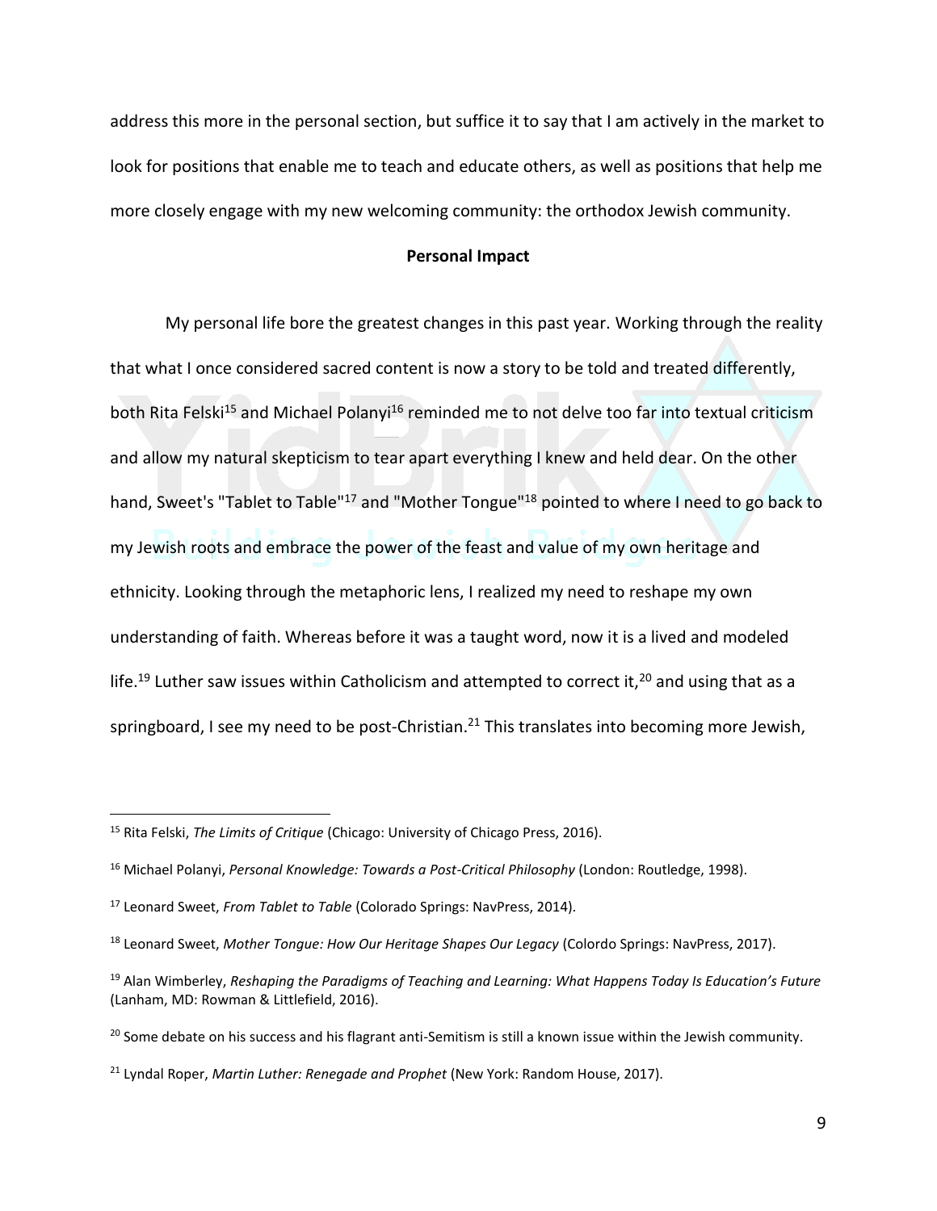address this more in the personal section, but suffice it to say that I am actively in the market to look for positions that enable me to teach and educate others, as well as positions that help me more closely engage with my new welcoming community: the orthodox Jewish community.

**Personal Impact**

My personal life bore the greatest changes in this past year. Working through the reality that what I once considered sacred content is now a story to be told and treated differently, both Rita Felski[15] and Michael Polanyi[16] reminded me to not delve too far into textual criticism and allow my natural skepticism to tear apart everything I knew and held dear. On the other hand, Sweet's "Tablet to Table"[17] and "Mother Tongue"[18] pointed to where I need to go back to my Jewish roots and embrace the power of the feast and value of my own heritage and ethnicity. Looking through the metaphoric lens, I realized my need to reshape my own understanding of faith. Whereas before it was a taught word, now it is a lived and modeled life.[19] Luther saw issues within Catholicism and attempted to correct it,[20] and using that as a springboard, I see my need to be post-Christian.[21] This translates into becoming more Jewish,

---

[15] Rita Felski, *The Limits of Critique* (Chicago: University of Chicago Press, 2016).

[16] Michael Polanyi, *Personal Knowledge: Towards a Post-Critical Philosophy* (London: Routledge, 1998).

[17] Leonard Sweet, *From Tablet to Table* (Colorado Springs: NavPress, 2014).

[18] Leonard Sweet, *Mother Tongue: How Our Heritage Shapes Our Legacy* (Colordo Springs: NavPress, 2017).

[19] Alan Wimberley, *Reshaping the Paradigms of Teaching and Learning: What Happens Today Is Education's Future* (Lanham, MD: Rowman & Littlefield, 2016).

[20] Some debate on his success and his flagrant anti-Semitism is still a known issue within the Jewish community.

[21] Lyndal Roper, *Martin Luther: Renegade and Prophet* (New York: Random House, 2017).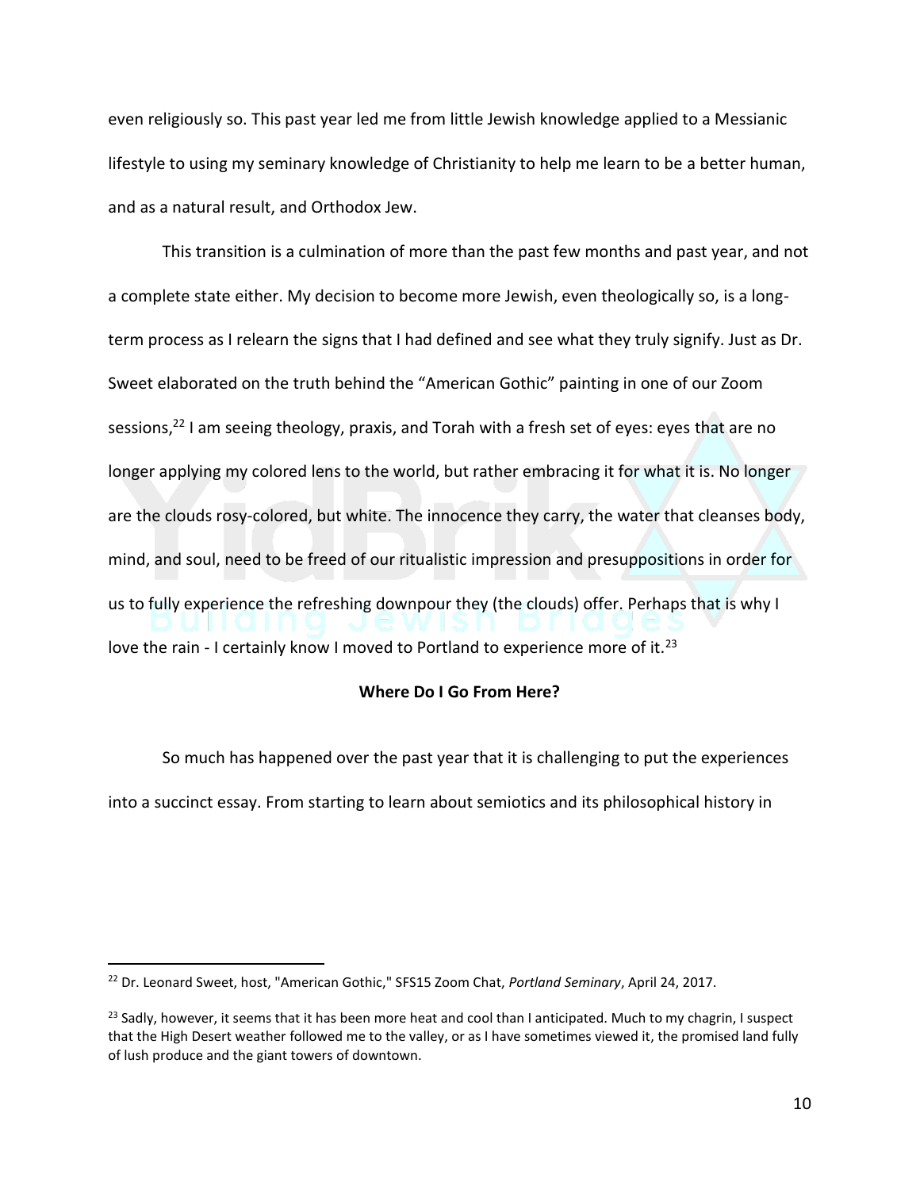even religiously so. This past year led me from little Jewish knowledge applied to a Messianic lifestyle to using my seminary knowledge of Christianity to help me learn to be a better human, and as a natural result, and Orthodox Jew.

This transition is a culmination of more than the past few months and past year, and not a complete state either. My decision to become more Jewish, even theologically so, is a long-term process as I relearn the signs that I had defined and see what they truly signify. Just as Dr. Sweet elaborated on the truth behind the "American Gothic" painting in one of our Zoom sessions,[22] I am seeing theology, praxis, and Torah with a fresh set of eyes: eyes that are no longer applying my colored lens to the world, but rather embracing it for what it is. No longer are the clouds rosy-colored, but white. The innocence they carry, the water that cleanses body, mind, and soul, need to be freed of our ritualistic impression and presuppositions in order for us to fully experience the refreshing downpour they (the clouds) offer. Perhaps that is why I love the rain - I certainly know I moved to Portland to experience more of it.[23]

**Where Do I Go From Here?**

So much has happened over the past year that it is challenging to put the experiences into a succinct essay. From starting to learn about semiotics and its philosophical history in

---

[22] Dr. Leonard Sweet, host, "American Gothic," SFS15 Zoom Chat, *Portland Seminary*, April 24, 2017.

[23] Sadly, however, it seems that it has been more heat and cool than I anticipated. Much to my chagrin, I suspect that the High Desert weather followed me to the valley, or as I have sometimes viewed it, the promised land fully of lush produce and the giant towers of downtown.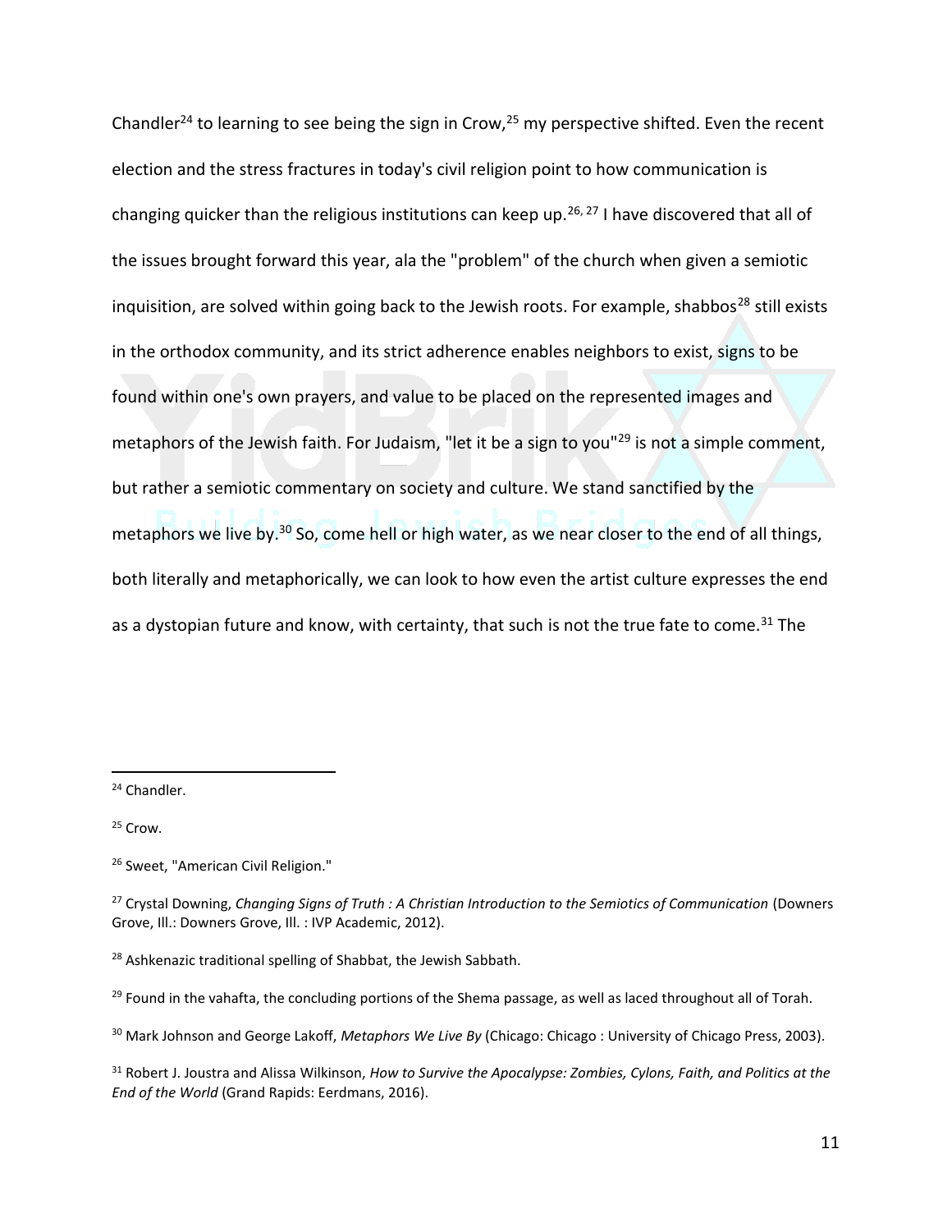Chandler[24] to learning to see being the sign in Crow,[25] my perspective shifted. Even the recent election and the stress fractures in today's civil religion point to how communication is changing quicker than the religious institutions can keep up.[26, 27] I have discovered that all of the issues brought forward this year, ala the "problem" of the church when given a semiotic inquisition, are solved within going back to the Jewish roots. For example, shabbos[28] still exists in the orthodox community, and its strict adherence enables neighbors to exist, signs to be found within one's own prayers, and value to be placed on the represented images and metaphors of the Jewish faith. For Judaism, "let it be a sign to you"[29] is not a simple comment, but rather a semiotic commentary on society and culture. We stand sanctified by the metaphors we live by.[30] So, come hell or high water, as we near closer to the end of all things, both literally and metaphorically, we can look to how even the artist culture expresses the end as a dystopian future and know, with certainty, that such is not the true fate to come.[31] The

---

[24] Chandler.

[25] Crow.

[26] Sweet, "American Civil Religion."

[27] Crystal Downing, *Changing Signs of Truth : A Christian Introduction to the Semiotics of Communication* (Downers Grove, Ill.: Downers Grove, Ill. : IVP Academic, 2012).

[28] Ashkenazic traditional spelling of Shabbat, the Jewish Sabbath.

[29] Found in the vahafta, the concluding portions of the Shema passage, as well as laced throughout all of Torah.

[30] Mark Johnson and George Lakoff, *Metaphors We Live By* (Chicago: Chicago : University of Chicago Press, 2003).

[31] Robert J. Joustra and Alissa Wilkinson, *How to Survive the Apocalypse: Zombies, Cylons, Faith, and Politics at the End of the World* (Grand Rapids: Eerdmans, 2016).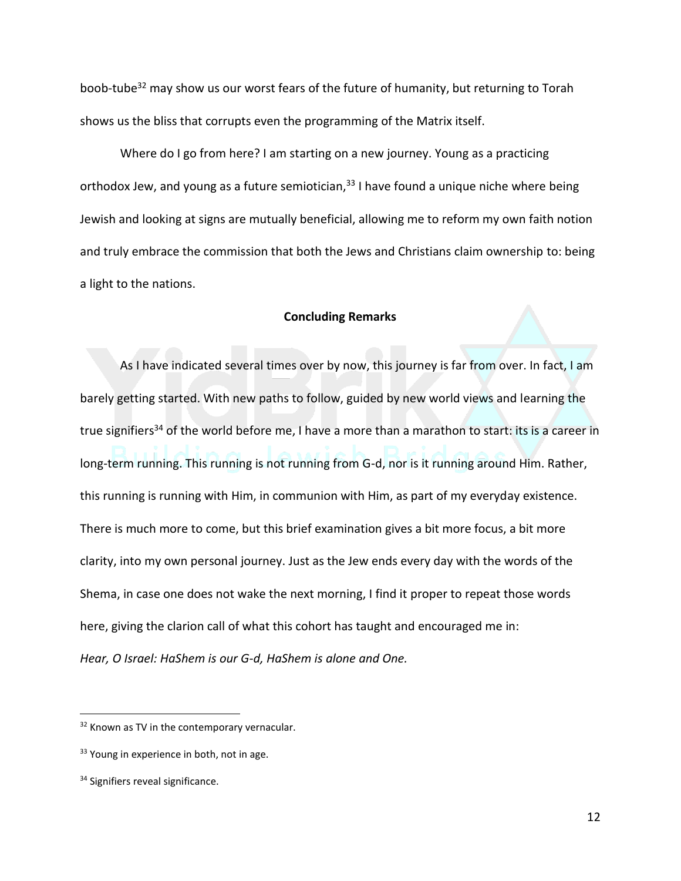boob-tube[32] may show us our worst fears of the future of humanity, but returning to Torah shows us the bliss that corrupts even the programming of the Matrix itself.

Where do I go from here? I am starting on a new journey. Young as a practicing orthodox Jew, and young as a future semiotician,[33] I have found a unique niche where being Jewish and looking at signs are mutually beneficial, allowing me to reform my own faith notion and truly embrace the commission that both the Jews and Christians claim ownership to: being a light to the nations.

**Concluding Remarks**

As I have indicated several times over by now, this journey is far from over. In fact, I am barely getting started. With new paths to follow, guided by new world views and learning the true signifiers[34] of the world before me, I have a more than a marathon to start: its is a career in long-term running. This running is not running from G-d, nor is it running around Him. Rather, this running is running with Him, in communion with Him, as part of my everyday existence. There is much more to come, but this brief examination gives a bit more focus, a bit more clarity, into my own personal journey. Just as the Jew ends every day with the words of the Shema, in case one does not wake the next morning, I find it proper to repeat those words here, giving the clarion call of what this cohort has taught and encouraged me in:

*Hear, O Israel: HaShem is our G-d, HaShem is alone and One.*

---

[32] Known as TV in the contemporary vernacular.

[33] Young in experience in both, not in age.

[34] Signifiers reveal significance.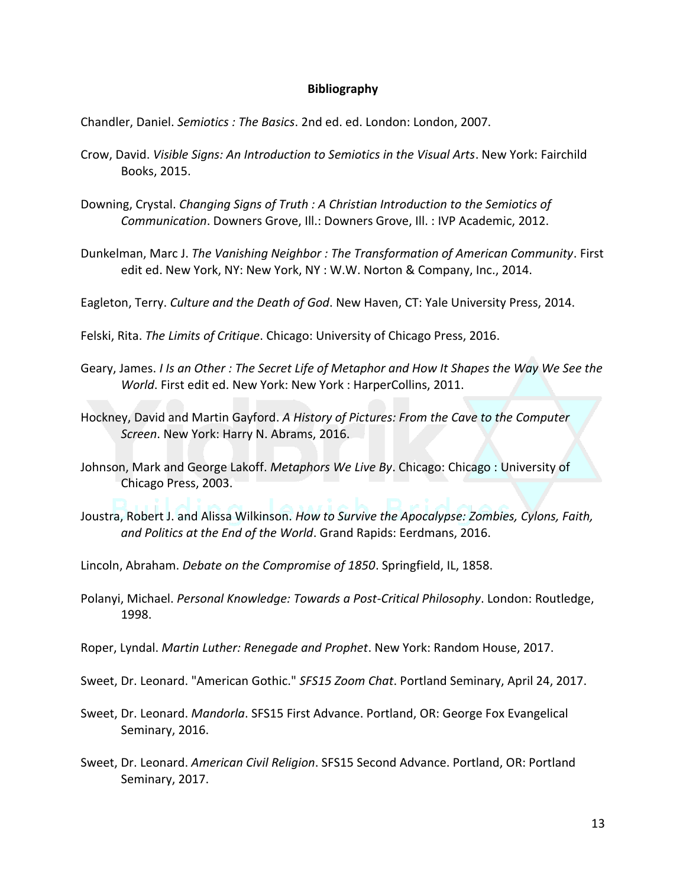**Bibliography**

Chandler, Daniel. *Semiotics : The Basics*. 2nd ed. ed. London: London, 2007.

Crow, David. *Visible Signs: An Introduction to Semiotics in the Visual Arts*. New York: Fairchild Books, 2015.

Downing, Crystal. *Changing Signs of Truth : A Christian Introduction to the Semiotics of Communication*. Downers Grove, Ill.: Downers Grove, Ill. : IVP Academic, 2012.

Dunkelman, Marc J. *The Vanishing Neighbor : The Transformation of American Community*. First edit ed. New York, NY: New York, NY : W.W. Norton & Company, Inc., 2014.

Eagleton, Terry. *Culture and the Death of God*. New Haven, CT: Yale University Press, 2014.

Felski, Rita. *The Limits of Critique*. Chicago: University of Chicago Press, 2016.

Geary, James. *I Is an Other : The Secret Life of Metaphor and How It Shapes the Way We See the World*. First edit ed. New York: New York : HarperCollins, 2011.

Hockney, David and Martin Gayford. *A History of Pictures: From the Cave to the Computer Screen*. New York: Harry N. Abrams, 2016.

Johnson, Mark and George Lakoff. *Metaphors We Live By*. Chicago: Chicago : University of Chicago Press, 2003.

Joustra, Robert J. and Alissa Wilkinson. *How to Survive the Apocalypse: Zombies, Cylons, Faith, and Politics at the End of the World*. Grand Rapids: Eerdmans, 2016.

Lincoln, Abraham. *Debate on the Compromise of 1850*. Springfield, IL, 1858.

Polanyi, Michael. *Personal Knowledge: Towards a Post-Critical Philosophy*. London: Routledge, 1998.

Roper, Lyndal. *Martin Luther: Renegade and Prophet*. New York: Random House, 2017.

Sweet, Dr. Leonard. "American Gothic." *SFS15 Zoom Chat*. Portland Seminary, April 24, 2017.

Sweet, Dr. Leonard. *Mandorla*. SFS15 First Advance. Portland, OR: George Fox Evangelical Seminary, 2016.

Sweet, Dr. Leonard. *American Civil Religion*. SFS15 Second Advance. Portland, OR: Portland Seminary, 2017.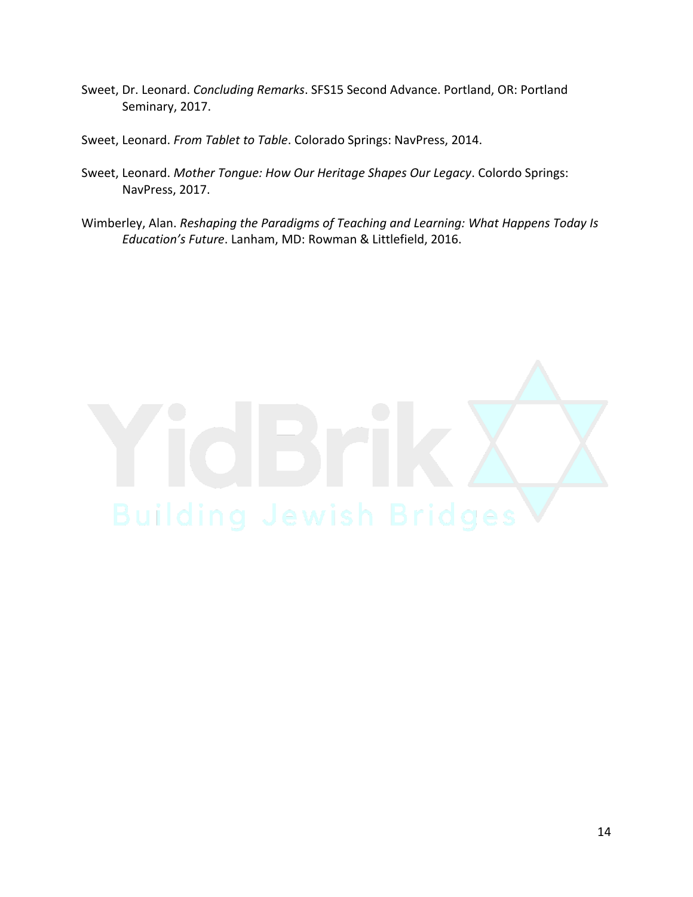Sweet, Dr. Leonard. *Concluding Remarks*. SFS15 Second Advance. Portland, OR: Portland Seminary, 2017.

Sweet, Leonard. *From Tablet to Table*. Colorado Springs: NavPress, 2014.

Sweet, Leonard. *Mother Tongue: How Our Heritage Shapes Our Legacy*. Colordo Springs: NavPress, 2017.

Wimberley, Alan. *Reshaping the Paradigms of Teaching and Learning: What Happens Today Is Education's Future*. Lanham, MD: Rowman & Littlefield, 2016.